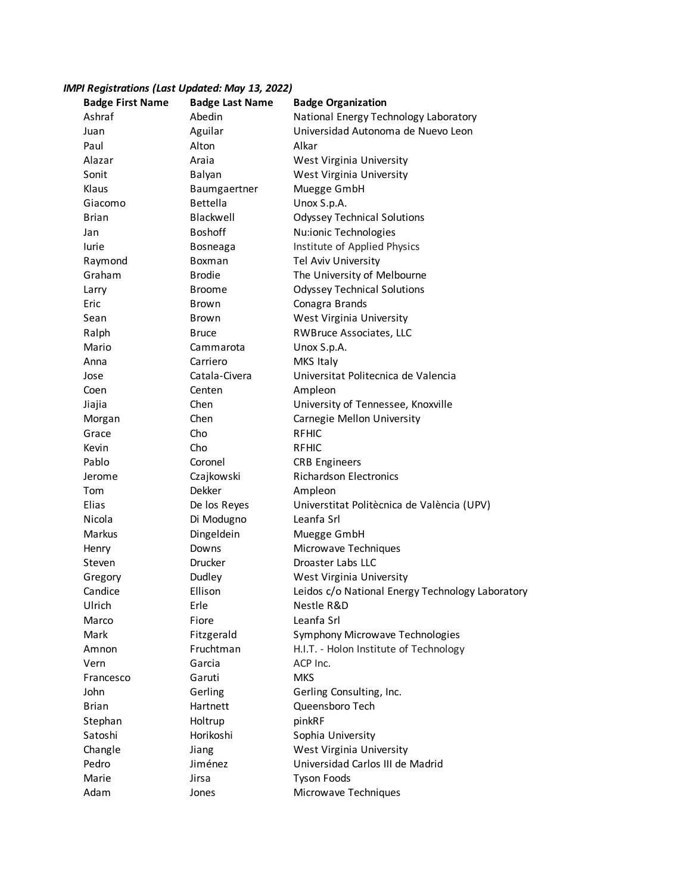***IMPI Registrations (Last Updated: May 13, 2022)***

| Badge First Name | Badge Last Name | Badge Organization |
|---|---|---|
| Ashraf | Abedin | National Energy Technology Laboratory |
| Juan | Aguilar | Universidad Autonoma de Nuevo Leon |
| Paul | Alton | Alkar |
| Alazar | Araia | West Virginia University |
| Sonit | Balyan | West Virginia University |
| Klaus | Baumgaertner | Muegge GmbH |
| Giacomo | Bettella | Unox S.p.A. |
| Brian | Blackwell | Odyssey Technical Solutions |
| Jan | Boshoff | Nu:ionic Technologies |
| Iurie | Bosneaga | Institute of Applied Physics |
| Raymond | Boxman | Tel Aviv University |
| Graham | Brodie | The University of Melbourne |
| Larry | Broome | Odyssey Technical Solutions |
| Eric | Brown | Conagra Brands |
| Sean | Brown | West Virginia University |
| Ralph | Bruce | RWBruce Associates, LLC |
| Mario | Cammarota | Unox S.p.A. |
| Anna | Carriero | MKS Italy |
| Jose | Catala-Civera | Universitat Politecnica de Valencia |
| Coen | Centen | Ampleon |
| Jiajia | Chen | University of Tennessee, Knoxville |
| Morgan | Chen | Carnegie Mellon University |
| Grace | Cho | RFHIC |
| Kevin | Cho | RFHIC |
| Pablo | Coronel | CRB Engineers |
| Jerome | Czajkowski | Richardson Electronics |
| Tom | Dekker | Ampleon |
| Elias | De los Reyes | Universtitat Politècnica de València (UPV) |
| Nicola | Di Modugno | Leanfa Srl |
| Markus | Dingeldein | Muegge GmbH |
| Henry | Downs | Microwave Techniques |
| Steven | Drucker | Droaster Labs LLC |
| Gregory | Dudley | West Virginia University |
| Candice | Ellison | Leidos c/o National Energy Technology Laboratory |
| Ulrich | Erle | Nestle R&D |
| Marco | Fiore | Leanfa Srl |
| Mark | Fitzgerald | Symphony Microwave Technologies |
| Amnon | Fruchtman | H.I.T. - Holon Institute of Technology |
| Vern | Garcia | ACP Inc. |
| Francesco | Garuti | MKS |
| John | Gerling | Gerling Consulting, Inc. |
| Brian | Hartnett | Queensboro Tech |
| Stephan | Holtrup | pinkRF |
| Satoshi | Horikoshi | Sophia University |
| Changle | Jiang | West Virginia University |
| Pedro | Jiménez | Universidad Carlos III de Madrid |
| Marie | Jirsa | Tyson Foods |
| Adam | Jones | Microwave Techniques |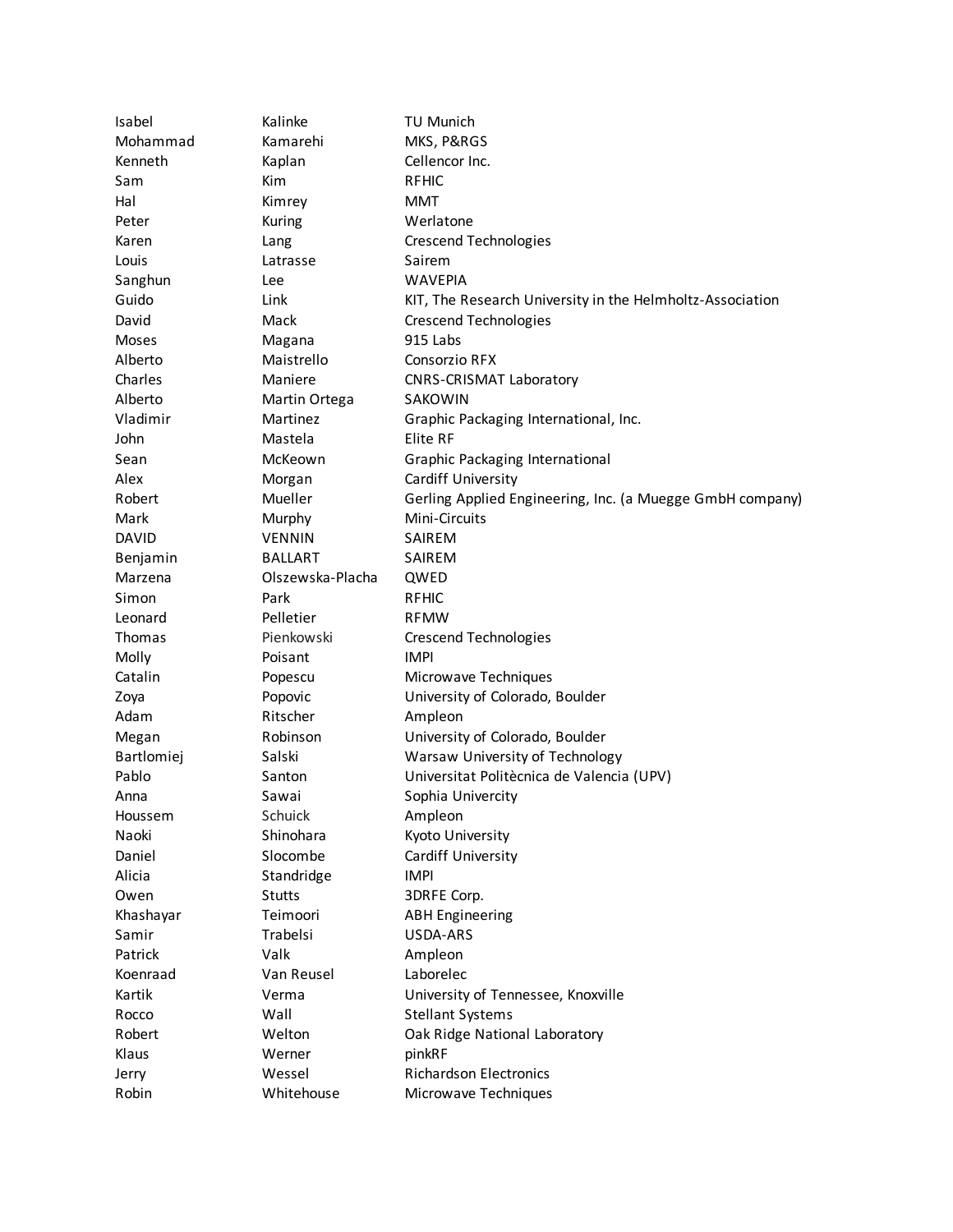| | | |
|---|---|---|
| Isabel | Kalinke | TU Munich |
| Mohammad | Kamarehi | MKS, P&RGS |
| Kenneth | Kaplan | Cellencor Inc. |
| Sam | Kim | RFHIC |
| Hal | Kimrey | MMT |
| Peter | Kuring | Werlatone |
| Karen | Lang | Crescend Technologies |
| Louis | Latrasse | Sairem |
| Sanghun | Lee | WAVEPIA |
| Guido | Link | KIT, The Research University in the Helmholtz-Association |
| David | Mack | Crescend Technologies |
| Moses | Magana | 915 Labs |
| Alberto | Maistrello | Consorzio RFX |
| Charles | Maniere | CNRS-CRISMAT Laboratory |
| Alberto | Martin Ortega | SAKOWIN |
| Vladimir | Martinez | Graphic Packaging International, Inc. |
| John | Mastela | Elite RF |
| Sean | McKeown | Graphic Packaging International |
| Alex | Morgan | Cardiff University |
| Robert | Mueller | Gerling Applied Engineering, Inc. (a Muegge GmbH company) |
| Mark | Murphy | Mini-Circuits |
| DAVID | VENNIN | SAIREM |
| Benjamin | BALLART | SAIREM |
| Marzena | Olszewska-Placha | QWED |
| Simon | Park | RFHIC |
| Leonard | Pelletier | RFMW |
| Thomas | Pienkowski | Crescend Technologies |
| Molly | Poisant | IMPI |
| Catalin | Popescu | Microwave Techniques |
| Zoya | Popovic | University of Colorado, Boulder |
| Adam | Ritscher | Ampleon |
| Megan | Robinson | University of Colorado, Boulder |
| Bartlomiej | Salski | Warsaw University of Technology |
| Pablo | Santon | Universitat Politècnica de Valencia (UPV) |
| Anna | Sawai | Sophia Univercity |
| Houssem | Schuick | Ampleon |
| Naoki | Shinohara | Kyoto University |
| Daniel | Slocombe | Cardiff University |
| Alicia | Standridge | IMPI |
| Owen | Stutts | 3DRFE Corp. |
| Khashayar | Teimoori | ABH Engineering |
| Samir | Trabelsi | USDA-ARS |
| Patrick | Valk | Ampleon |
| Koenraad | Van Reusel | Laborelec |
| Kartik | Verma | University of Tennessee, Knoxville |
| Rocco | Wall | Stellant Systems |
| Robert | Welton | Oak Ridge National Laboratory |
| Klaus | Werner | pinkRF |
| Jerry | Wessel | Richardson Electronics |
| Robin | Whitehouse | Microwave Techniques |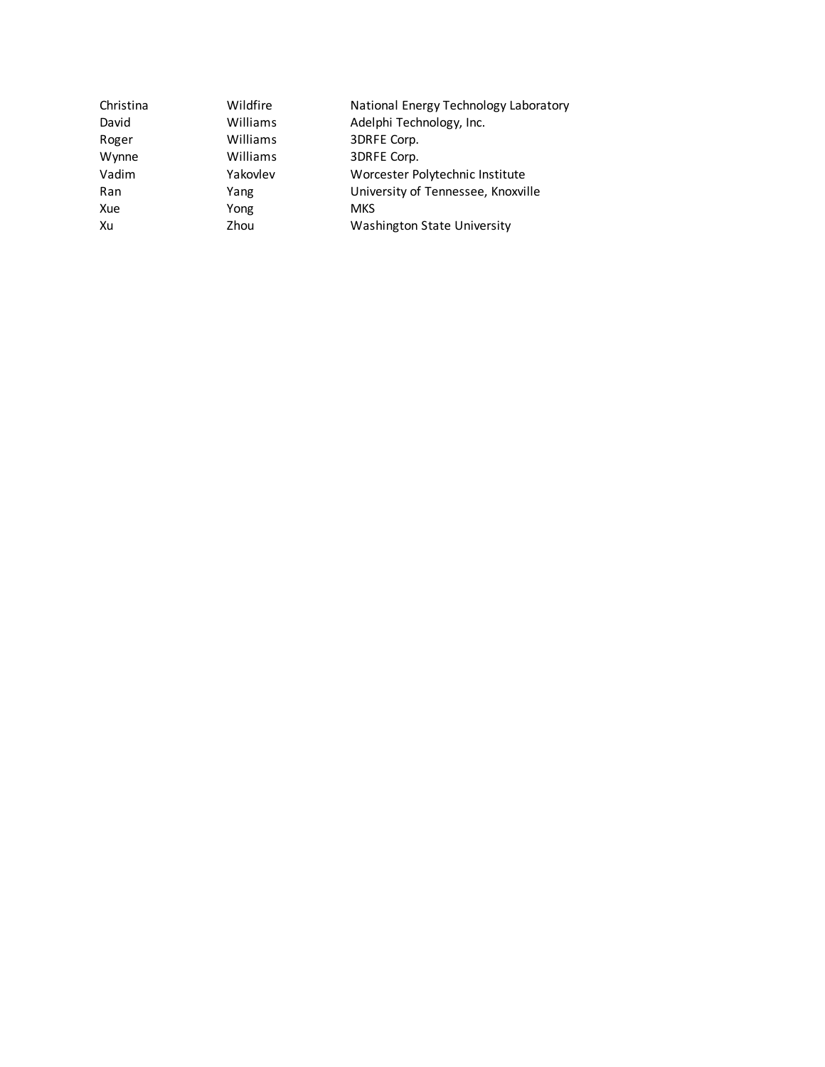| | | |
|---|---|---|
| Christina | Wildfire | National Energy Technology Laboratory |
| David | Williams | Adelphi Technology, Inc. |
| Roger | Williams | 3DRFE Corp. |
| Wynne | Williams | 3DRFE Corp. |
| Vadim | Yakovlev | Worcester Polytechnic Institute |
| Ran | Yang | University of Tennessee, Knoxville |
| Xue | Yong | MKS |
| Xu | Zhou | Washington State University |